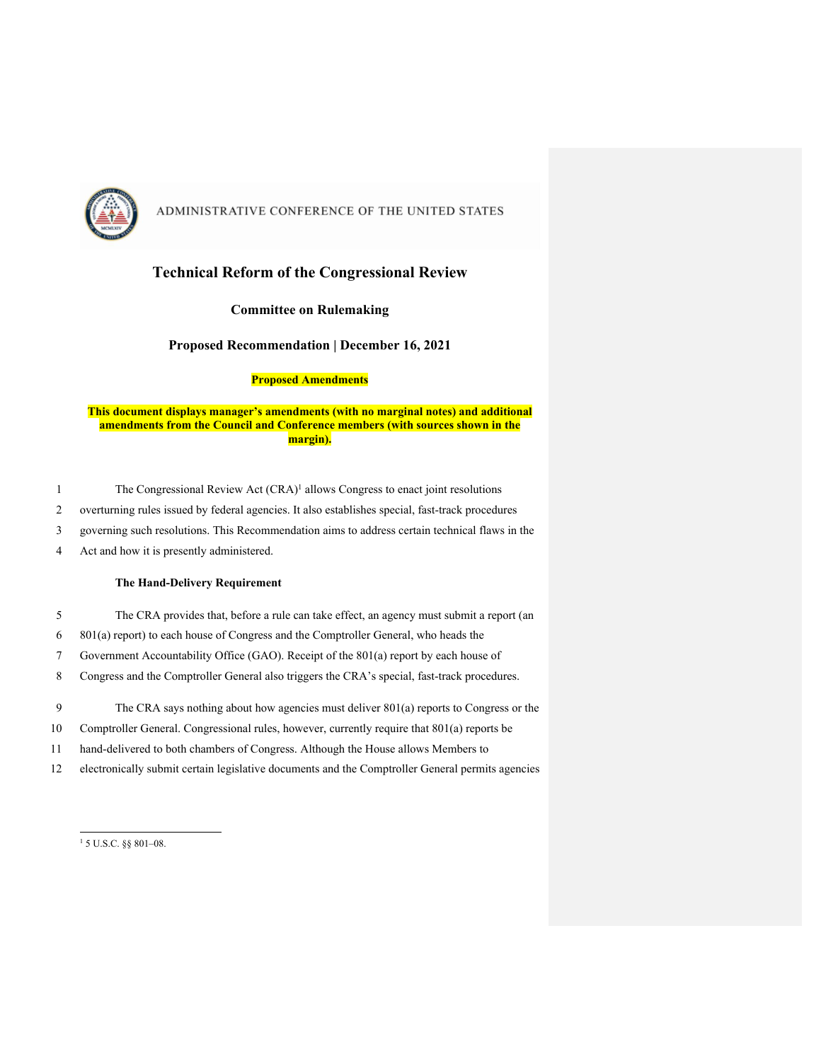ADMINISTRATIVE CONFERENCE OF THE UNITED STATES

# Technical Reform of the Congressional Review

## Committee on Rulemaking

## Proposed Recommendation | December 16, 2021

**Proposed Amendments**

**This document displays manager's amendments (with no marginal notes) and additional amendments from the Council and Conference members (with sources shown in the margin).**

The Congressional Review Act (CRA)[1] allows Congress to enact joint resolutions overturning rules issued by federal agencies. It also establishes special, fast-track procedures governing such resolutions. This Recommendation aims to address certain technical flaws in the Act and how it is presently administered.

### The Hand-Delivery Requirement

The CRA provides that, before a rule can take effect, an agency must submit a report (an 801(a) report) to each house of Congress and the Comptroller General, who heads the Government Accountability Office (GAO). Receipt of the 801(a) report by each house of Congress and the Comptroller General also triggers the CRA's special, fast-track procedures.

The CRA says nothing about how agencies must deliver 801(a) reports to Congress or the Comptroller General. Congressional rules, however, currently require that 801(a) reports be hand-delivered to both chambers of Congress. Although the House allows Members to electronically submit certain legislative documents and the Comptroller General permits agencies

[1] 5 U.S.C. §§ 801–08.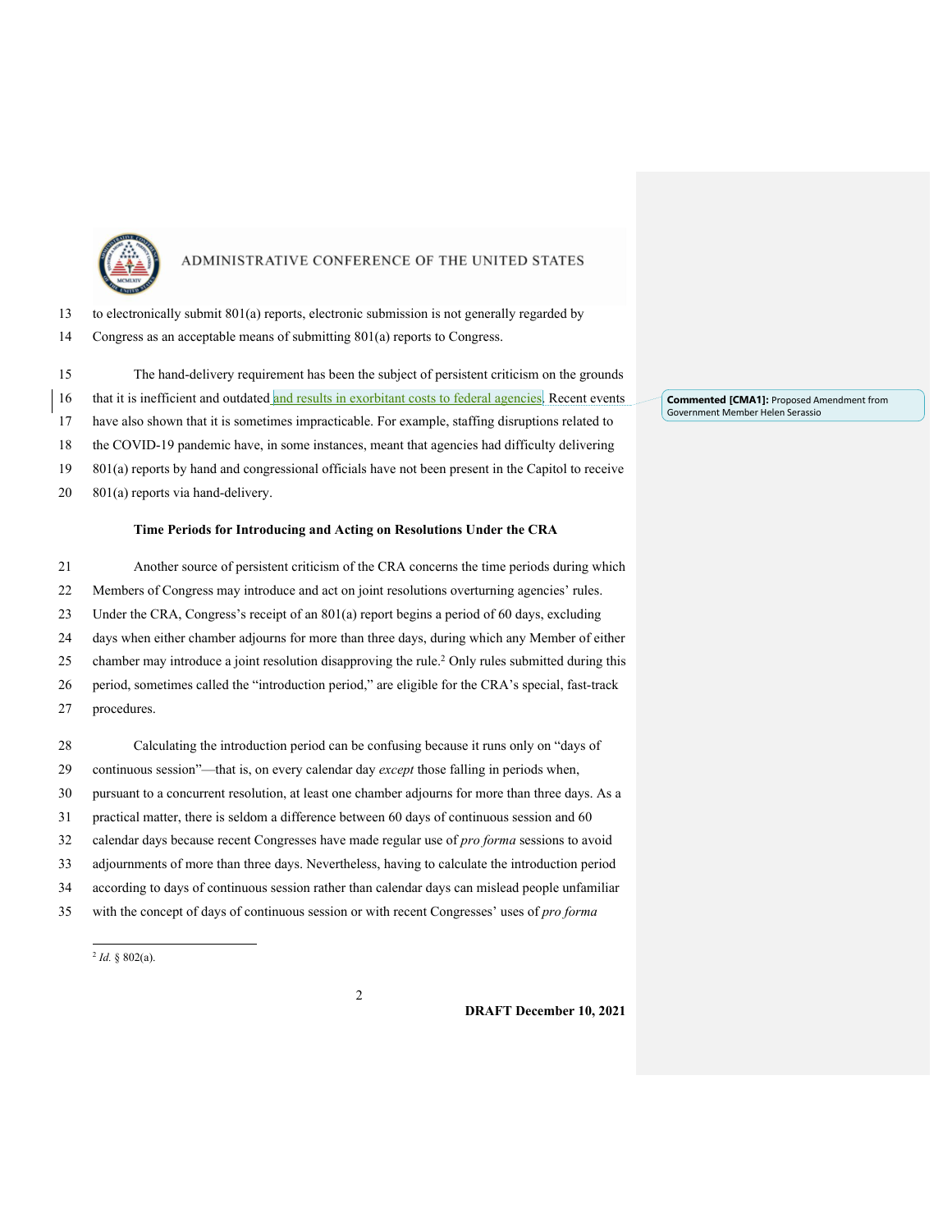to electronically submit 801(a) reports, electronic submission is not generally regarded by Congress as an acceptable means of submitting 801(a) reports to Congress.

The hand-delivery requirement has been the subject of persistent criticism on the grounds that it is inefficient and outdated and results in exorbitant costs to federal agencies. Recent events have also shown that it is sometimes impracticable. For example, staffing disruptions related to the COVID-19 pandemic have, in some instances, meant that agencies had difficulty delivering 801(a) reports by hand and congressional officials have not been present in the Capitol to receive 801(a) reports via hand-delivery.

> **Commented [CMA1]:** Proposed Amendment from Government Member Helen Serassio

**Time Periods for Introducing and Acting on Resolutions Under the CRA**

Another source of persistent criticism of the CRA concerns the time periods during which Members of Congress may introduce and act on joint resolutions overturning agencies' rules. Under the CRA, Congress's receipt of an 801(a) report begins a period of 60 days, excluding days when either chamber adjourns for more than three days, during which any Member of either chamber may introduce a joint resolution disapproving the rule.[2] Only rules submitted during this period, sometimes called the "introduction period," are eligible for the CRA's special, fast-track procedures.

Calculating the introduction period can be confusing because it runs only on "days of continuous session"—that is, on every calendar day *except* those falling in periods when, pursuant to a concurrent resolution, at least one chamber adjourns for more than three days. As a practical matter, there is seldom a difference between 60 days of continuous session and 60 calendar days because recent Congresses have made regular use of *pro forma* sessions to avoid adjournments of more than three days. Nevertheless, having to calculate the introduction period according to days of continuous session rather than calendar days can mislead people unfamiliar with the concept of days of continuous session or with recent Congresses' uses of *pro forma*

---

[2] *Id.* § 802(a).

DRAFT December 10, 2021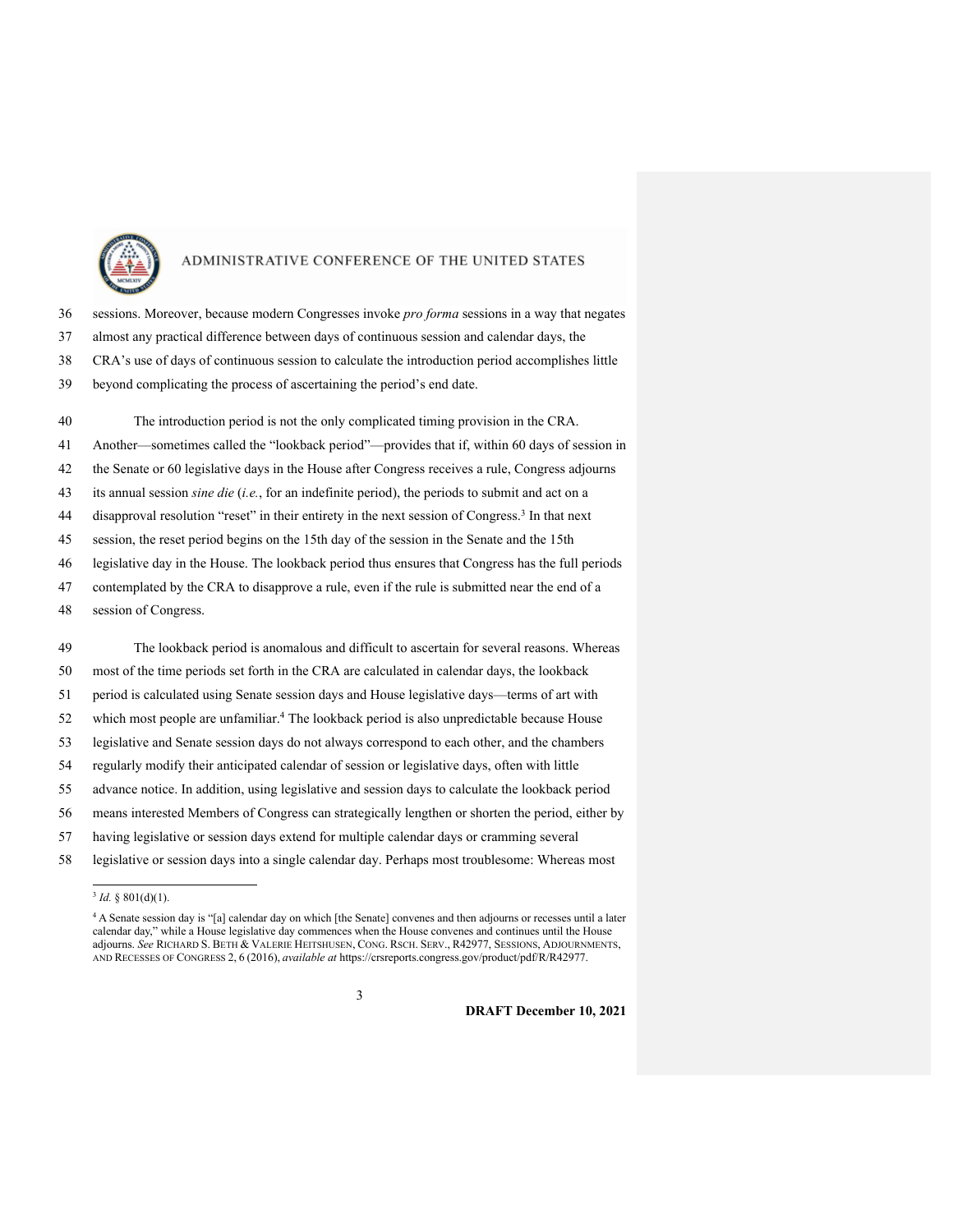sessions. Moreover, because modern Congresses invoke *pro forma* sessions in a way that negates almost any practical difference between days of continuous session and calendar days, the CRA's use of days of continuous session to calculate the introduction period accomplishes little beyond complicating the process of ascertaining the period's end date.

The introduction period is not the only complicated timing provision in the CRA. Another—sometimes called the "lookback period"—provides that if, within 60 days of session in the Senate or 60 legislative days in the House after Congress receives a rule, Congress adjourns its annual session *sine die* (*i.e.*, for an indefinite period), the periods to submit and act on a disapproval resolution "reset" in their entirety in the next session of Congress.[3] In that next session, the reset period begins on the 15th day of the session in the Senate and the 15th legislative day in the House. The lookback period thus ensures that Congress has the full periods contemplated by the CRA to disapprove a rule, even if the rule is submitted near the end of a session of Congress.

The lookback period is anomalous and difficult to ascertain for several reasons. Whereas most of the time periods set forth in the CRA are calculated in calendar days, the lookback period is calculated using Senate session days and House legislative days—terms of art with which most people are unfamiliar.[4] The lookback period is also unpredictable because House legislative and Senate session days do not always correspond to each other, and the chambers regularly modify their anticipated calendar of session or legislative days, often with little advance notice. In addition, using legislative and session days to calculate the lookback period means interested Members of Congress can strategically lengthen or shorten the period, either by having legislative or session days extend for multiple calendar days or cramming several legislative or session days into a single calendar day. Perhaps most troublesome: Whereas most

---

[3] *Id.* § 801(d)(1).

[4] A Senate session day is "[a] calendar day on which [the Senate] convenes and then adjourns or recesses until a later calendar day," while a House legislative day commences when the House convenes and continues until the House adjourns. *See* RICHARD S. BETH & VALERIE HEITSHUSEN, CONG. RSCH. SERV., R42977, SESSIONS, ADJOURNMENTS, AND RECESSES OF CONGRESS 2, 6 (2016), *available at* https://crsreports.congress.gov/product/pdf/R/R42977.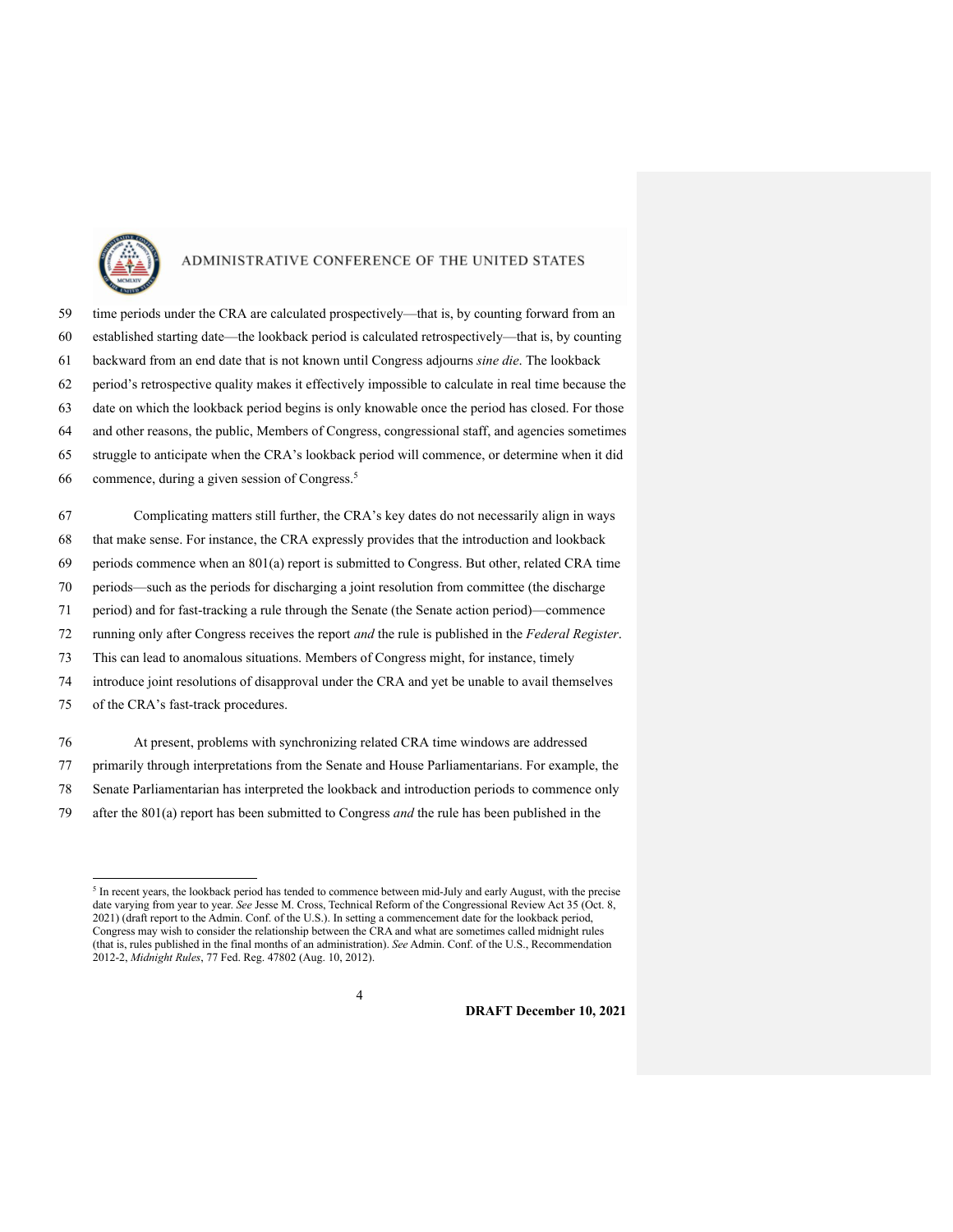time periods under the CRA are calculated prospectively—that is, by counting forward from an established starting date—the lookback period is calculated retrospectively—that is, by counting backward from an end date that is not known until Congress adjourns *sine die*. The lookback period's retrospective quality makes it effectively impossible to calculate in real time because the date on which the lookback period begins is only knowable once the period has closed. For those and other reasons, the public, Members of Congress, congressional staff, and agencies sometimes struggle to anticipate when the CRA's lookback period will commence, or determine when it did commence, during a given session of Congress.[5]

Complicating matters still further, the CRA's key dates do not necessarily align in ways that make sense. For instance, the CRA expressly provides that the introduction and lookback periods commence when an 801(a) report is submitted to Congress. But other, related CRA time periods—such as the periods for discharging a joint resolution from committee (the discharge period) and for fast-tracking a rule through the Senate (the Senate action period)—commence running only after Congress receives the report *and* the rule is published in the *Federal Register*. This can lead to anomalous situations. Members of Congress might, for instance, timely introduce joint resolutions of disapproval under the CRA and yet be unable to avail themselves of the CRA's fast-track procedures.

At present, problems with synchronizing related CRA time windows are addressed primarily through interpretations from the Senate and House Parliamentarians. For example, the Senate Parliamentarian has interpreted the lookback and introduction periods to commence only after the 801(a) report has been submitted to Congress *and* the rule has been published in the

[5] In recent years, the lookback period has tended to commence between mid-July and early August, with the precise date varying from year to year. *See* Jesse M. Cross, Technical Reform of the Congressional Review Act 35 (Oct. 8, 2021) (draft report to the Admin. Conf. of the U.S.). In setting a commencement date for the lookback period, Congress may wish to consider the relationship between the CRA and what are sometimes called midnight rules (that is, rules published in the final months of an administration). *See* Admin. Conf. of the U.S., Recommendation 2012-2, *Midnight Rules*, 77 Fed. Reg. 47802 (Aug. 10, 2012).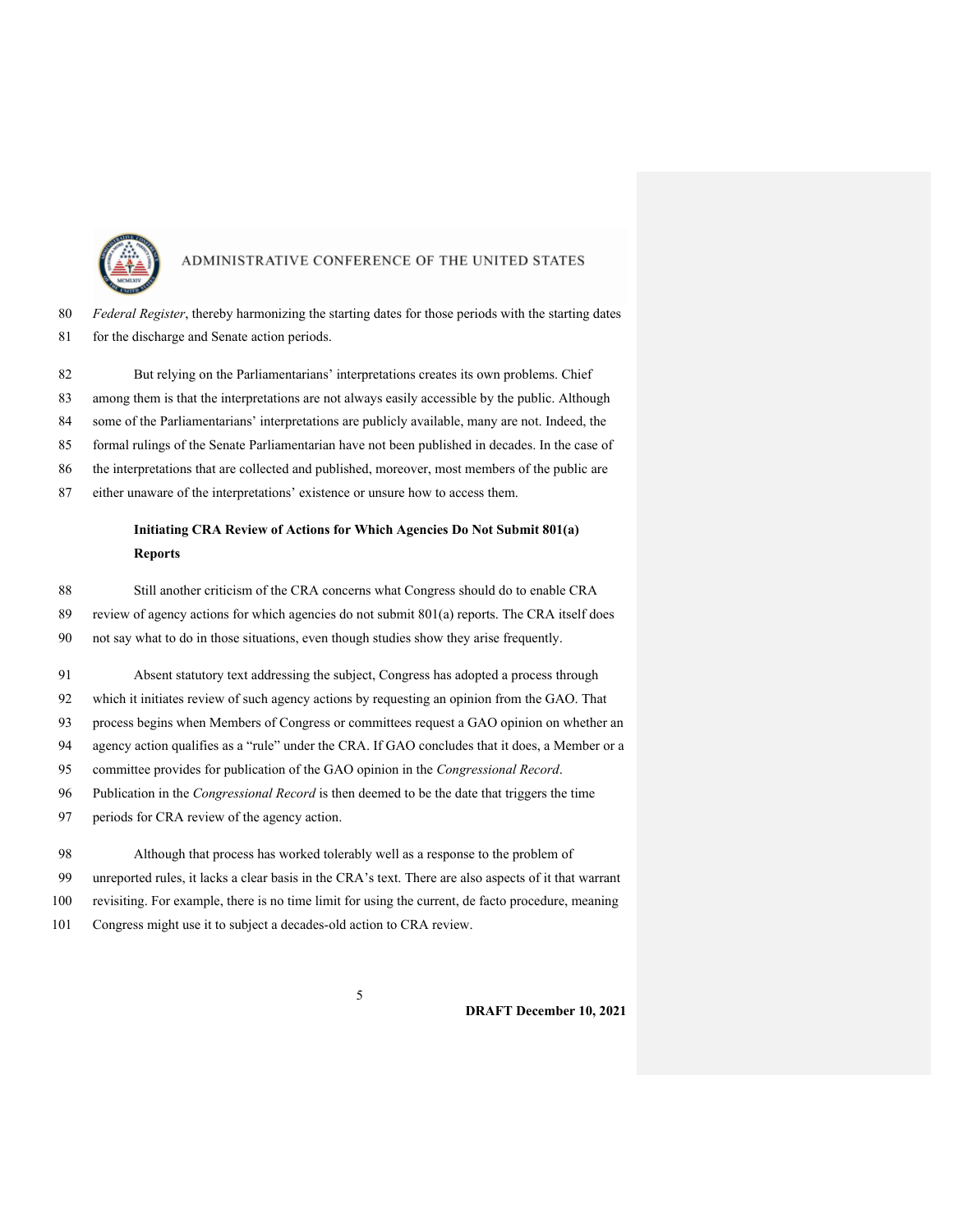*Federal Register*, thereby harmonizing the starting dates for those periods with the starting dates for the discharge and Senate action periods.

But relying on the Parliamentarians' interpretations creates its own problems. Chief among them is that the interpretations are not always easily accessible by the public. Although some of the Parliamentarians' interpretations are publicly available, many are not. Indeed, the formal rulings of the Senate Parliamentarian have not been published in decades. In the case of the interpretations that are collected and published, moreover, most members of the public are either unaware of the interpretations' existence or unsure how to access them.

**Initiating CRA Review of Actions for Which Agencies Do Not Submit 801(a) Reports**

Still another criticism of the CRA concerns what Congress should do to enable CRA review of agency actions for which agencies do not submit 801(a) reports. The CRA itself does not say what to do in those situations, even though studies show they arise frequently.

Absent statutory text addressing the subject, Congress has adopted a process through which it initiates review of such agency actions by requesting an opinion from the GAO. That process begins when Members of Congress or committees request a GAO opinion on whether an agency action qualifies as a "rule" under the CRA. If GAO concludes that it does, a Member or a committee provides for publication of the GAO opinion in the *Congressional Record*. Publication in the *Congressional Record* is then deemed to be the date that triggers the time periods for CRA review of the agency action.

Although that process has worked tolerably well as a response to the problem of unreported rules, it lacks a clear basis in the CRA's text. There are also aspects of it that warrant revisiting. For example, there is no time limit for using the current, de facto procedure, meaning Congress might use it to subject a decades-old action to CRA review.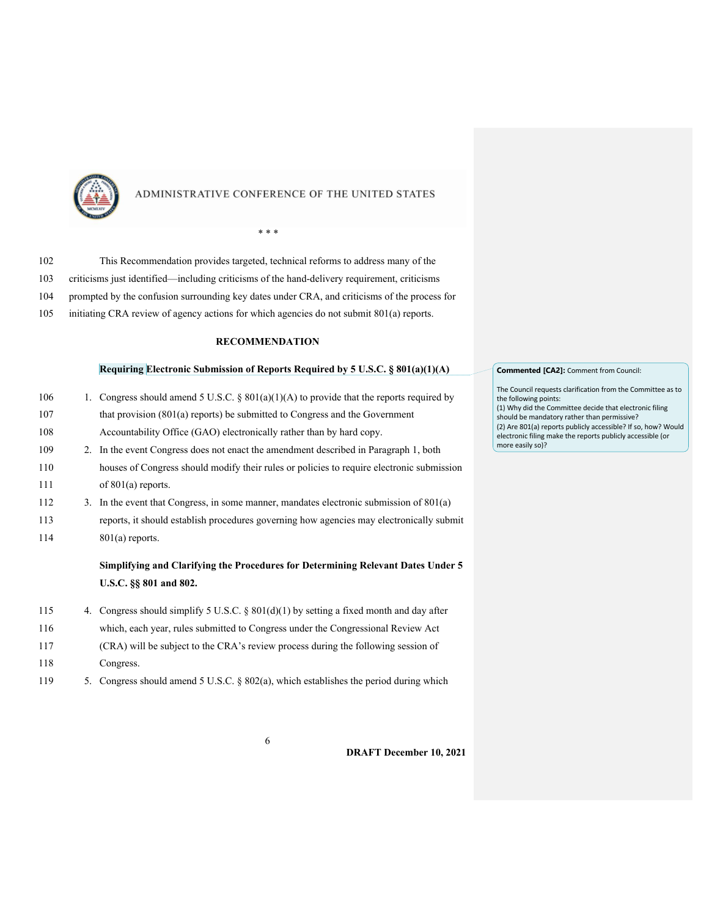\* \* \*

This Recommendation provides targeted, technical reforms to address many of the criticisms just identified—including criticisms of the hand-delivery requirement, criticisms prompted by the confusion surrounding key dates under CRA, and criticisms of the process for initiating CRA review of agency actions for which agencies do not submit 801(a) reports.

## RECOMMENDATION

### Requiring Electronic Submission of Reports Required by 5 U.S.C. § 801(a)(1)(A)

1. Congress should amend 5 U.S.C. § 801(a)(1)(A) to provide that the reports required by that provision (801(a) reports) be submitted to Congress and the Government Accountability Office (GAO) electronically rather than by hard copy.
2. In the event Congress does not enact the amendment described in Paragraph 1, both houses of Congress should modify their rules or policies to require electronic submission of 801(a) reports.
3. In the event that Congress, in some manner, mandates electronic submission of 801(a) reports, it should establish procedures governing how agencies may electronically submit 801(a) reports.

### Simplifying and Clarifying the Procedures for Determining Relevant Dates Under 5 U.S.C. §§ 801 and 802.

4. Congress should simplify 5 U.S.C. § 801(d)(1) by setting a fixed month and day after which, each year, rules submitted to Congress under the Congressional Review Act (CRA) will be subject to the CRA's review process during the following session of Congress.
5. Congress should amend 5 U.S.C. § 802(a), which establishes the period during which

> **Commented [CA2]:** Comment from Council:
>
> The Council requests clarification from the Committee as to the following points:
> (1) Why did the Committee decide that electronic filing should be mandatory rather than permissive?
> (2) Are 801(a) reports publicly accessible? If so, how? Would electronic filing make the reports publicly accessible (or more easily so)?

DRAFT December 10, 2021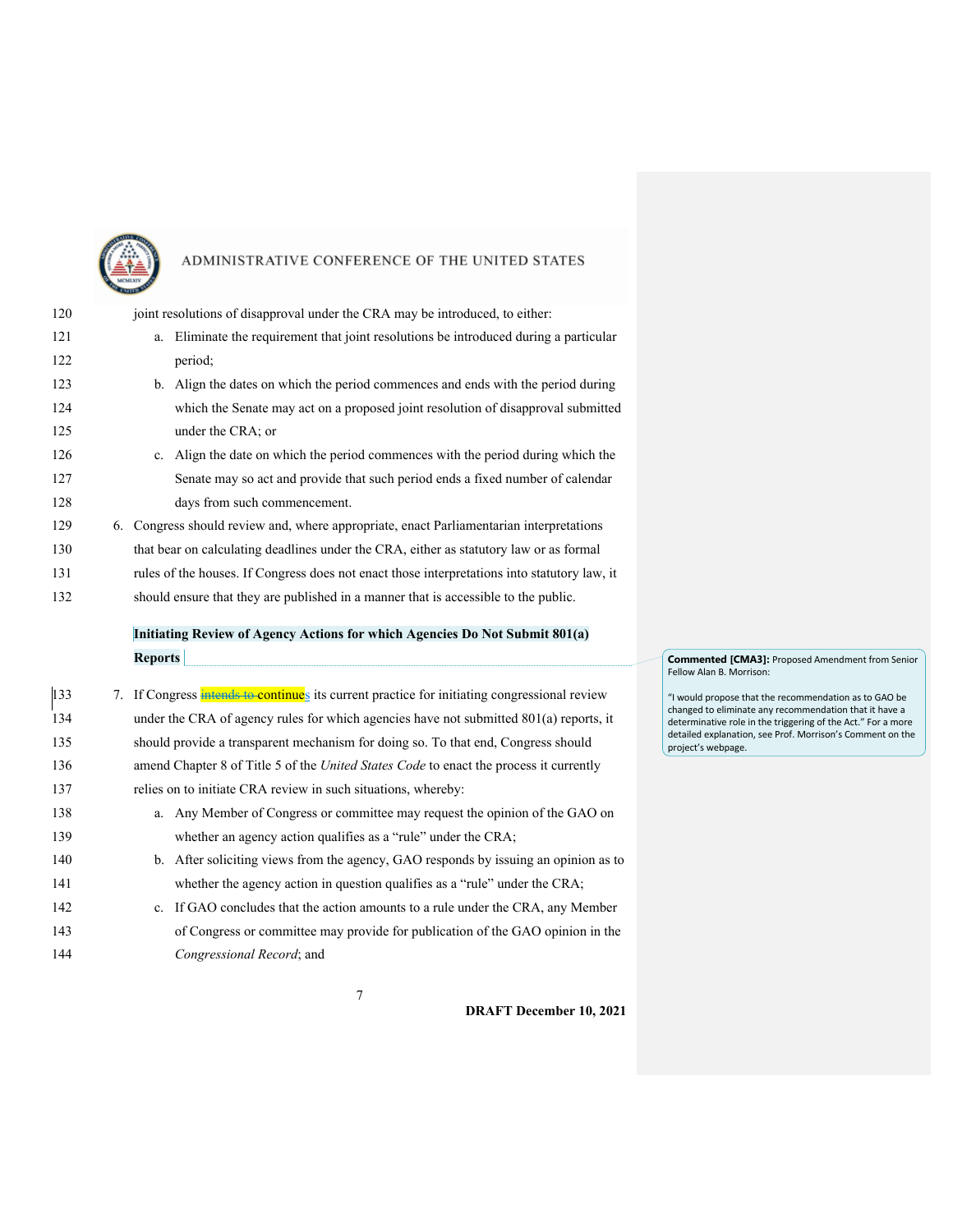joint resolutions of disapproval under the CRA may be introduced, to either:

a. Eliminate the requirement that joint resolutions be introduced during a particular period;

b. Align the dates on which the period commences and ends with the period during which the Senate may act on a proposed joint resolution of disapproval submitted under the CRA; or

c. Align the date on which the period commences with the period during which the Senate may so act and provide that such period ends a fixed number of calendar days from such commencement.

6. Congress should review and, where appropriate, enact Parliamentarian interpretations that bear on calculating deadlines under the CRA, either as statutory law or as formal rules of the houses. If Congress does not enact those interpretations into statutory law, it should ensure that they are published in a manner that is accessible to the public.

**Initiating Review of Agency Actions for which Agencies Do Not Submit 801(a) Reports**

7. If Congress ~~intends to~~ continues its current practice for initiating congressional review under the CRA of agency rules for which agencies have not submitted 801(a) reports, it should provide a transparent mechanism for doing so. To that end, Congress should amend Chapter 8 of Title 5 of the *United States Code* to enact the process it currently relies on to initiate CRA review in such situations, whereby:

a. Any Member of Congress or committee may request the opinion of the GAO on whether an agency action qualifies as a "rule" under the CRA;

b. After soliciting views from the agency, GAO responds by issuing an opinion as to whether the agency action in question qualifies as a "rule" under the CRA;

c. If GAO concludes that the action amounts to a rule under the CRA, any Member of Congress or committee may provide for publication of the GAO opinion in the *Congressional Record*; and

> **Commented [CMA3]:** Proposed Amendment from Senior Fellow Alan B. Morrison:
>
> "I would propose that the recommendation as to GAO be changed to eliminate any recommendation that it have a determinative role in the triggering of the Act." For a more detailed explanation, see Prof. Morrison's Comment on the project's webpage.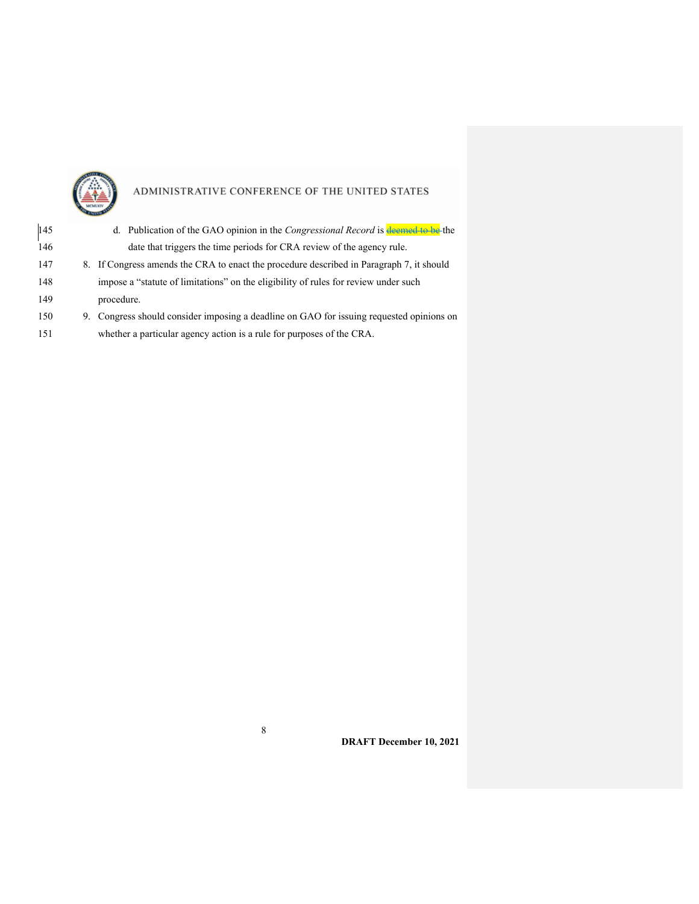145 d. Publication of the GAO opinion in the *Congressional Record* is ~~deemed to be~~ the date that triggers the time periods for CRA review of the agency rule.

147 8. If Congress amends the CRA to enact the procedure described in Paragraph 7, it should impose a "statute of limitations" on the eligibility of rules for review under such procedure.

150 9. Congress should consider imposing a deadline on GAO for issuing requested opinions on whether a particular agency action is a rule for purposes of the CRA.

**DRAFT December 10, 2021**